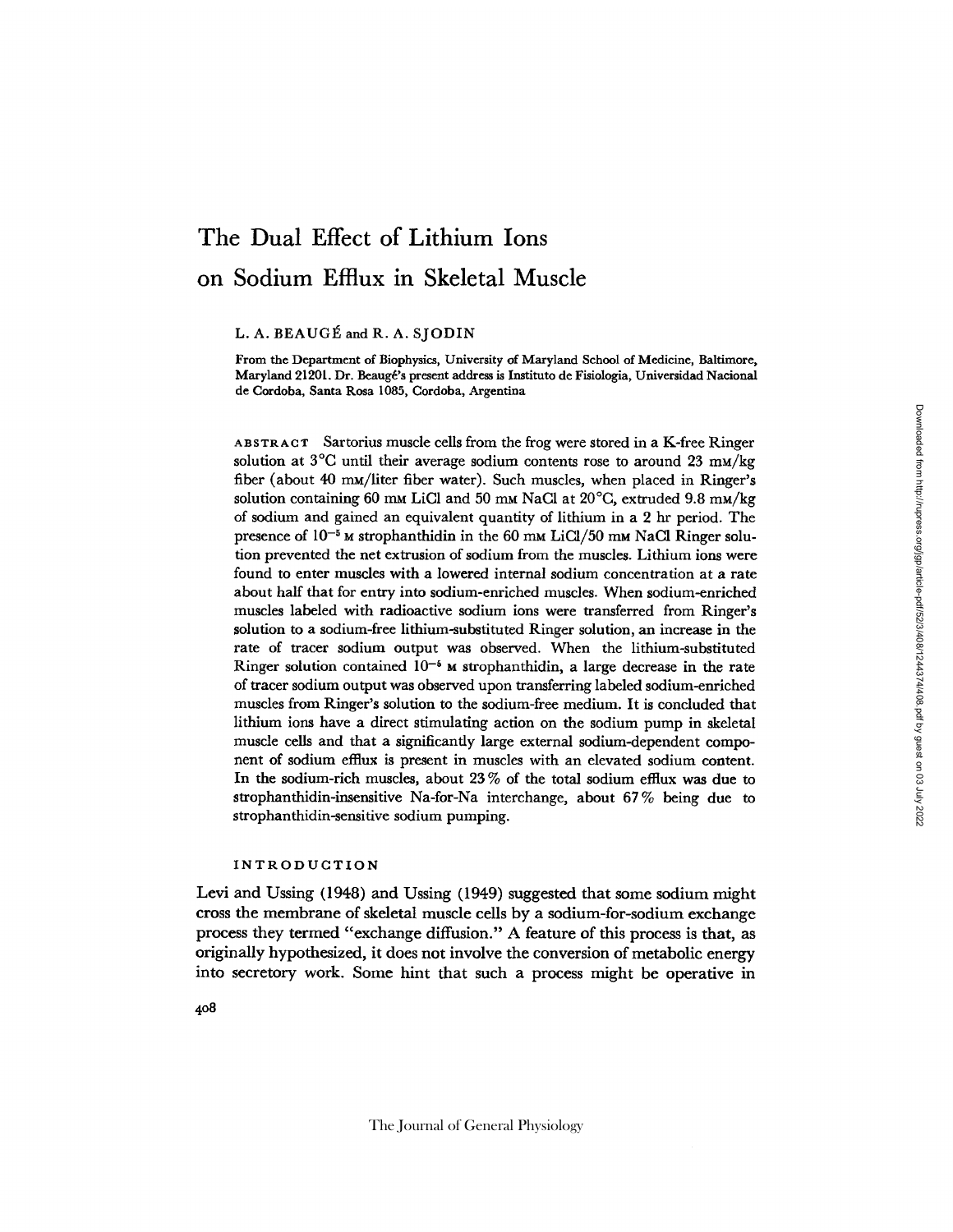# The Dual Effect of Lithium Ions on Sodium Efflux in Skeletal Muscle

L. A. BEAUGÉ and R. A. SJODIN

From the Department of Biophysics, University of Maryland School of Medicine, Baltimore, Maryland 21201. Dr. Beaugé's present address is Instituto de Fisiologia, Universidad Nacional de Cordoba, Santa Rosa 1085, Cordoba, Argentina

ABSTRACT Sartorius muscle cells from the frog were stored in a K-free Ringer solution at 3°C until their average sodium contents rose to around 23 mM/kg fiber (about 40 mM/liter fiber water). Such muscles, when placed in Ringer's solution containing 60 mM LiCl and 50 mM NaCl at 20°C, extruded 9.8 mM/kg of sodium and gained an equivalent quantity of lithium in a 2 hr period. The presence of $10^{-5}$ M strophanthidin in the 60 mM LiCl/50 mM NaCl Ringer solution prevented the net extrusion of sodium from the muscles. Lithium ions were found to enter muscles with a lowered internal sodium concentration at a rate about half that for entry into sodium-enriched muscles. When sodium-enriched muscles labeled with radioactive sodium ions were transferred from Ringer's solution to a sodium-free lithium-substituted Ringer solution, an increase in the rate of tracer sodium output was observed. When the lithium-substituted Ringer solution contained $10^{-5}$ M strophanthidin, a large decrease in the rate of tracer sodium output was observed upon transferring labeled sodium-enriched muscles from Ringer's solution to the sodium-free medium. It is concluded that lithium ions have a direct stimulating action on the sodium pump in skeletal muscle cells and that a significantly large external sodium-dependent component of sodium efflux is present in muscles with an elevated sodium content. In the sodium-rich muscles, about 23% of the total sodium efflux was due to strophanthidin-insensitive Na-for-Na interchange, about 67% being due to strophanthidin-sensitive sodium pumping.

## INTRODUCTION

Levi and Ussing (1948) and Ussing (1949) suggested that some sodium might cross the membrane of skeletal muscle cells by a sodium-for-sodium exchange process they termed "exchange diffusion." A feature of this process is that, as originally hypothesized, it does not involve the conversion of metabolic energy into secretory work. Some hint that such a process might be operative in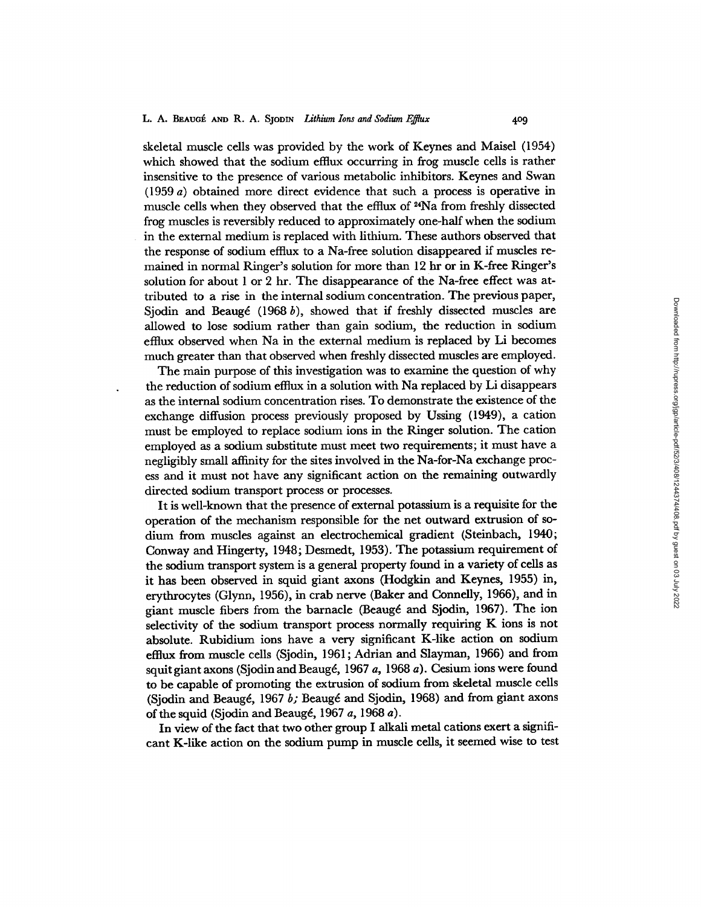skeletal muscle cells was provided by the work of Keynes and Maisel (1954) which showed that the sodium efflux occurring in frog muscle cells is rather insensitive to the presence of various metabolic inhibitors. Keynes and Swan (1959 *a*) obtained more direct evidence that such a process is operative in muscle cells when they observed that the efflux of $^{24}$Na from freshly dissected frog muscles is reversibly reduced to approximately one-half when the sodium in the external medium is replaced with lithium. These authors observed that the response of sodium efflux to a Na-free solution disappeared if muscles remained in normal Ringer's solution for more than 12 hr or in K-free Ringer's solution for about 1 or 2 hr. The disappearance of the Na-free effect was attributed to a rise in the internal sodium concentration. The previous paper, Sjodin and Beaugé (1968 *b*), showed that if freshly dissected muscles are allowed to lose sodium rather than gain sodium, the reduction in sodium efflux observed when Na in the external medium is replaced by Li becomes much greater than that observed when freshly dissected muscles are employed.

The main purpose of this investigation was to examine the question of why the reduction of sodium efflux in a solution with Na replaced by Li disappears as the internal sodium concentration rises. To demonstrate the existence of the exchange diffusion process previously proposed by Ussing (1949), a cation must be employed to replace sodium ions in the Ringer solution. The cation employed as a sodium substitute must meet two requirements; it must have a negligibly small affinity for the sites involved in the Na-for-Na exchange process and it must not have any significant action on the remaining outwardly directed sodium transport process or processes.

It is well-known that the presence of external potassium is a requisite for the operation of the mechanism responsible for the net outward extrusion of sodium from muscles against an electrochemical gradient (Steinbach, 1940; Conway and Hingerty, 1948; Desmedt, 1953). The potassium requirement of the sodium transport system is a general property found in a variety of cells as it has been observed in squid giant axons (Hodgkin and Keynes, 1955) in, erythrocytes (Glynn, 1956), in crab nerve (Baker and Connelly, 1966), and in giant muscle fibers from the barnacle (Beaugé and Sjodin, 1967). The ion selectivity of the sodium transport process normally requiring K ions is not absolute. Rubidium ions have a very significant K-like action on sodium efflux from muscle cells (Sjodin, 1961; Adrian and Slayman, 1966) and from squit giant axons (Sjodin and Beaugé, 1967 *a*, 1968 *a*). Cesium ions were found to be capable of promoting the extrusion of sodium from skeletal muscle cells (Sjodin and Beaugé, 1967 *b;* Beaugé and Sjodin, 1968) and from giant axons of the squid (Sjodin and Beaugé, 1967 *a*, 1968 *a*).

In view of the fact that two other group I alkali metal cations exert a significant K-like action on the sodium pump in muscle cells, it seemed wise to test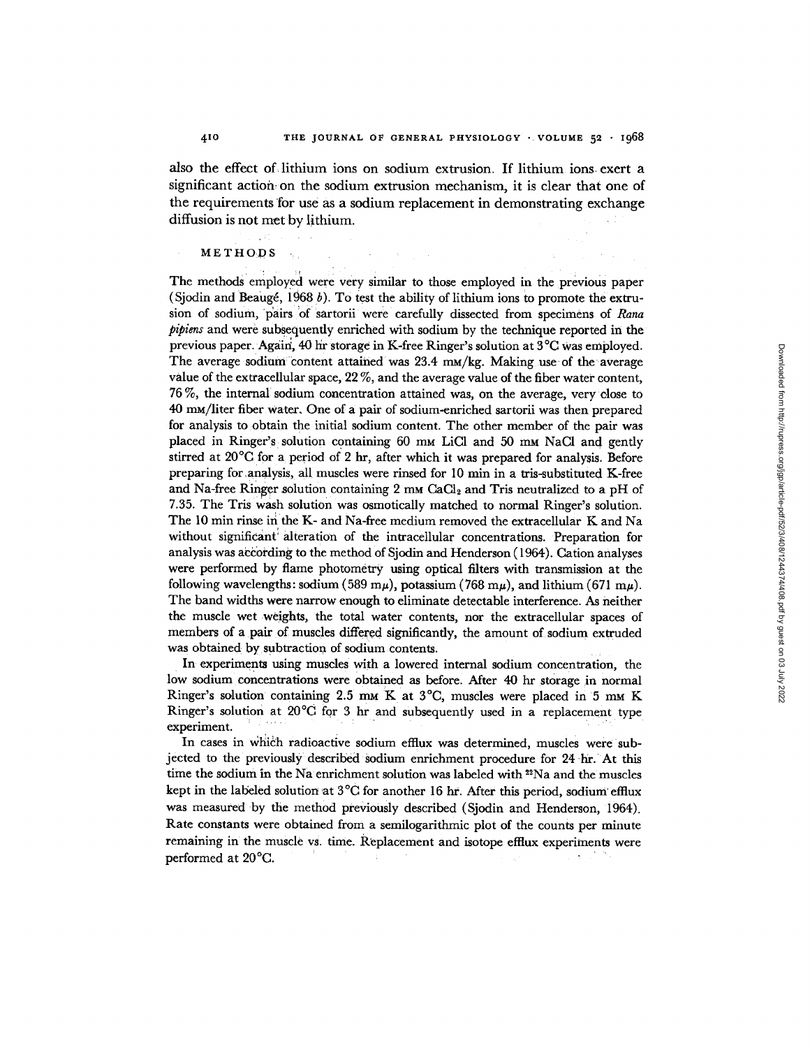also the effect of lithium ions on sodium extrusion. If lithium ions exert a significant action on the sodium extrusion mechanism, it is clear that one of the requirements for use as a sodium replacement in demonstrating exchange diffusion is not met by lithium.

## METHODS

The methods employed were very similar to those employed in the previous paper (Sjodin and Beaugé, 1968 *b*). To test the ability of lithium ions to promote the extrusion of sodium, pairs of sartorii were carefully dissected from specimens of *Rana pipiens* and were subsequently enriched with sodium by the technique reported in the previous paper. Again, 40 hr storage in K-free Ringer's solution at 3°C was employed. The average sodium content attained was 23.4 mM/kg. Making use of the average value of the extracellular space, 22%, and the average value of the fiber water content, 76%, the internal sodium concentration attained was, on the average, very close to 40 mM/liter fiber water. One of a pair of sodium-enriched sartorii was then prepared for analysis to obtain the initial sodium content. The other member of the pair was placed in Ringer's solution containing 60 mM LiCl and 50 mM NaCl and gently stirred at 20°C for a period of 2 hr, after which it was prepared for analysis. Before preparing for analysis, all muscles were rinsed for 10 min in a tris-substituted K-free and Na-free Ringer solution containing 2 mM $CaCl_2$ and Tris neutralized to a pH of 7.35. The Tris wash solution was osmotically matched to normal Ringer's solution. The 10 min rinse in the K- and Na-free medium removed the extracellular K and Na without significant alteration of the intracellular concentrations. Preparation for analysis was according to the method of Sjodin and Henderson (1964). Cation analyses were performed by flame photometry using optical filters with transmission at the following wavelengths: sodium (589 mμ), potassium (768 mμ), and lithium (671 mμ). The band widths were narrow enough to eliminate detectable interference. As neither the muscle wet weights, the total water contents, nor the extracellular spaces of members of a pair of muscles differed significantly, the amount of sodium extruded was obtained by subtraction of sodium contents.

In experiments using muscles with a lowered internal sodium concentration, the low sodium concentrations were obtained as before. After 40 hr storage in normal Ringer's solution containing 2.5 mM K at 3°C, muscles were placed in 5 mM K Ringer's solution at 20°C for 3 hr and subsequently used in a replacement type experiment.

In cases in which radioactive sodium efflux was determined, muscles were subjected to the previously described sodium enrichment procedure for 24 hr. At this time the sodium in the Na enrichment solution was labeled with $^{22}Na$ and the muscles kept in the labeled solution at 3°C for another 16 hr. After this period, sodium efflux was measured by the method previously described (Sjodin and Henderson, 1964). Rate constants were obtained from a semilogarithmic plot of the counts per minute remaining in the muscle vs. time. Replacement and isotope efflux experiments were performed at 20°C.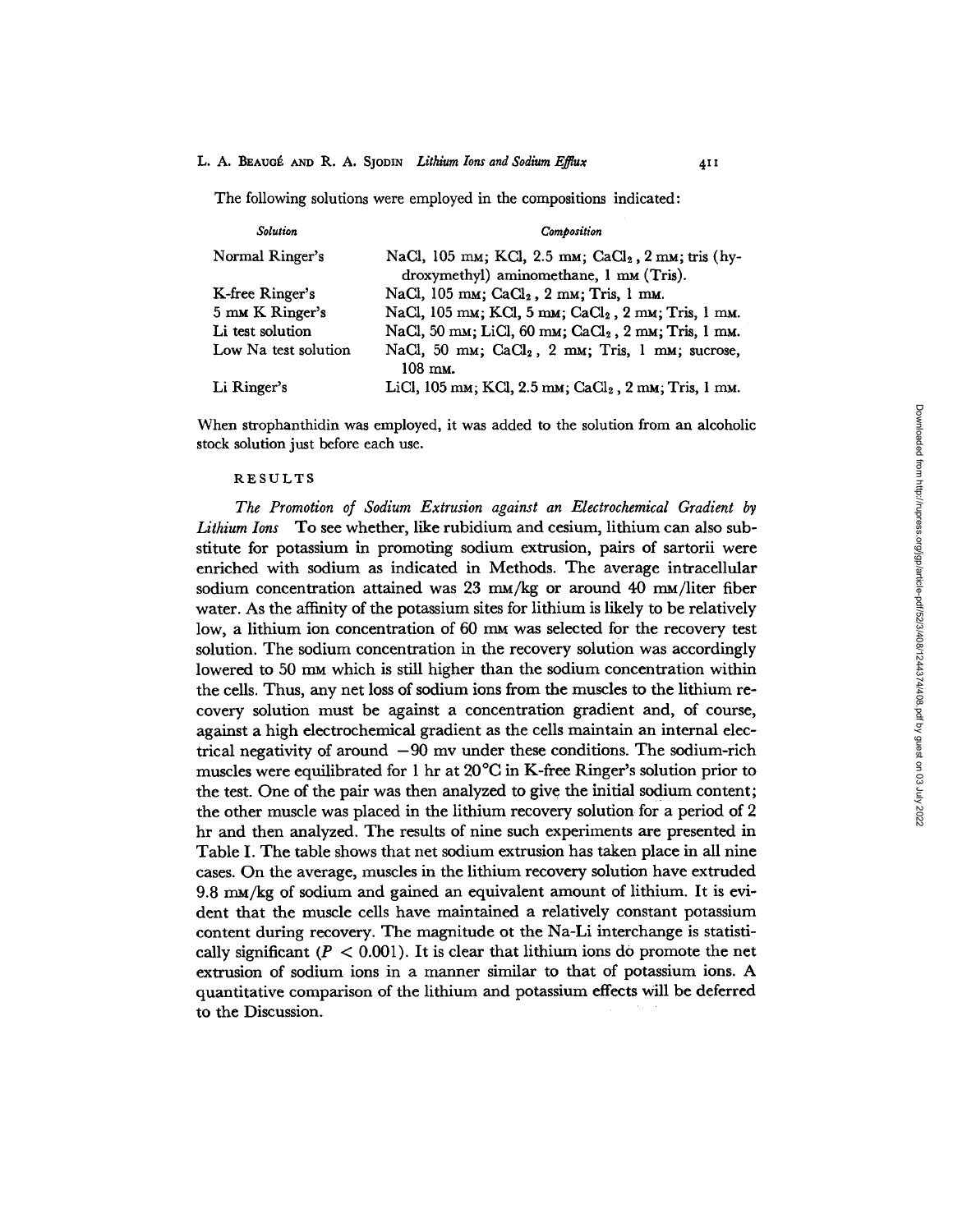The following solutions were employed in the compositions indicated:

| *Solution* | *Composition* |
|---|---|
| Normal Ringer's | NaCl, 105 mM; KCl, 2.5 mM; $CaCl_2$, 2 mM; tris (hydroxymethyl) aminomethane, 1 mM (Tris). |
| K-free Ringer's | NaCl, 105 mM; $CaCl_2$, 2 mM; Tris, 1 mM. |
| 5 mM K Ringer's | NaCl, 105 mM; KCl, 5 mM; $CaCl_2$, 2 mM; Tris, 1 mM. |
| Li test solution | NaCl, 50 mM; LiCl, 60 mM; $CaCl_2$, 2 mM; Tris, 1 mM. |
| Low Na test solution | NaCl, 50 mM; $CaCl_2$, 2 mM; Tris, 1 mM; sucrose, 108 mM. |
| Li Ringer's | LiCl, 105 mM; KCl, 2.5 mM; $CaCl_2$, 2 mM; Tris, 1 mM. |

When strophanthidin was employed, it was added to the solution from an alcoholic stock solution just before each use.

## RESULTS

*The Promotion of Sodium Extrusion against an Electrochemical Gradient by Lithium Ions* To see whether, like rubidium and cesium, lithium can also substitute for potassium in promoting sodium extrusion, pairs of sartorii were enriched with sodium as indicated in Methods. The average intracellular sodium concentration attained was 23 mM/kg or around 40 mM/liter fiber water. As the affinity of the potassium sites for lithium is likely to be relatively low, a lithium ion concentration of 60 mM was selected for the recovery test solution. The sodium concentration in the recovery solution was accordingly lowered to 50 mM which is still higher than the sodium concentration within the cells. Thus, any net loss of sodium ions from the muscles to the lithium recovery solution must be against a concentration gradient and, of course, against a high electrochemical gradient as the cells maintain an internal electrical negativity of around −90 mv under these conditions. The sodium-rich muscles were equilibrated for 1 hr at 20°C in K-free Ringer's solution prior to the test. One of the pair was then analyzed to give the initial sodium content; the other muscle was placed in the lithium recovery solution for a period of 2 hr and then analyzed. The results of nine such experiments are presented in Table I. The table shows that net sodium extrusion has taken place in all nine cases. On the average, muscles in the lithium recovery solution have extruded 9.8 mM/kg of sodium and gained an equivalent amount of lithium. It is evident that the muscle cells have maintained a relatively constant potassium content during recovery. The magnitude ot the Na-Li interchange is statistically significant ($P < 0.001$). It is clear that lithium ions do promote the net extrusion of sodium ions in a manner similar to that of potassium ions. A quantitative comparison of the lithium and potassium effects will be deferred to the Discussion.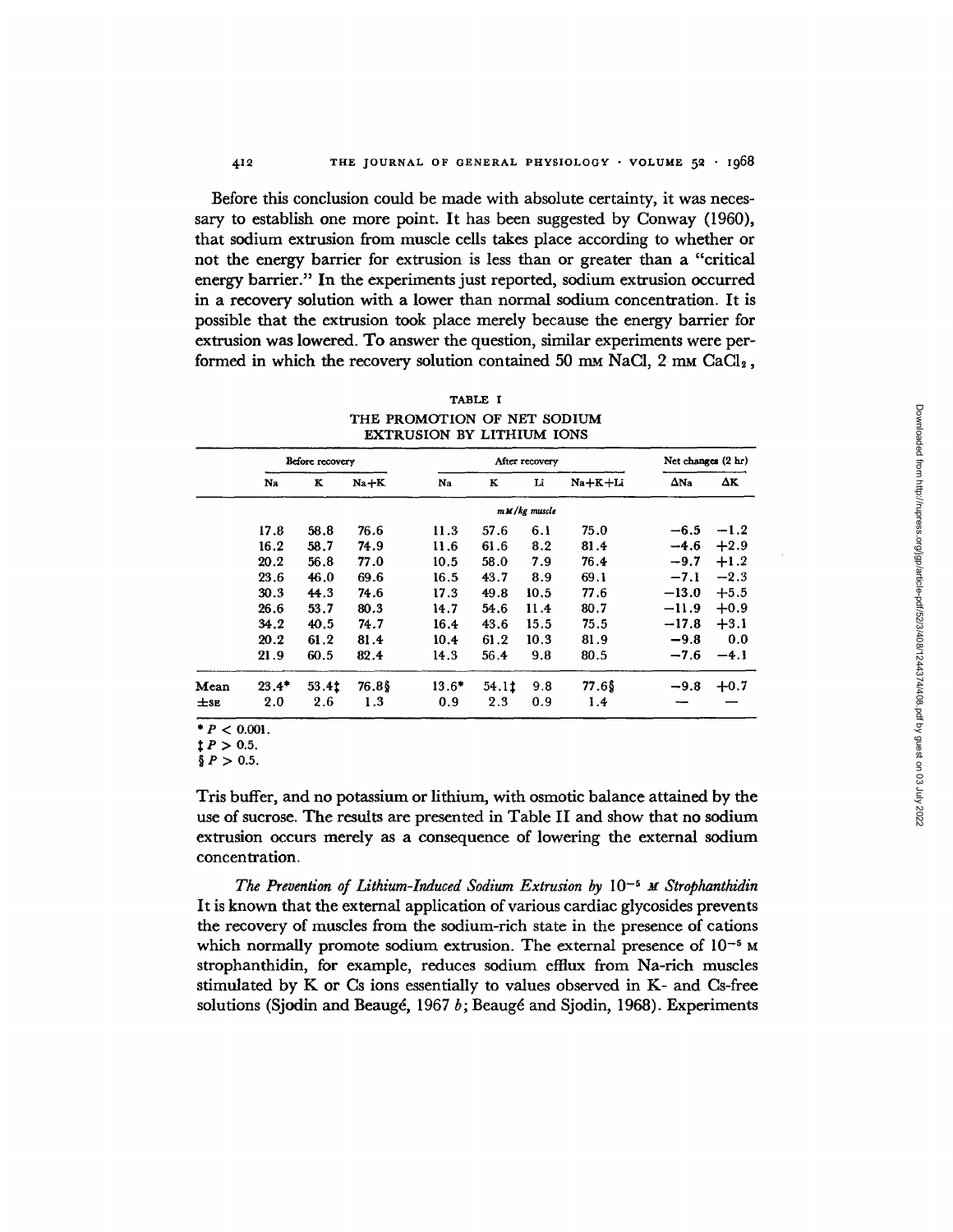Before this conclusion could be made with absolute certainty, it was necessary to establish one more point. It has been suggested by Conway (1960), that sodium extrusion from muscle cells takes place according to whether or not the energy barrier for extrusion is less than or greater than a "critical energy barrier." In the experiments just reported, sodium extrusion occurred in a recovery solution with a lower than normal sodium concentration. It is possible that the extrusion took place merely because the energy barrier for extrusion was lowered. To answer the question, similar experiments were performed in which the recovery solution contained 50 mM NaCl, 2 mM $CaCl_2$, Tris buffer, and no potassium or lithium, with osmotic balance attained by the use of sucrose. The results are presented in Table II and show that no sodium extrusion occurs merely as a consequence of lowering the external sodium concentration.

TABLE I
THE PROMOTION OF NET SODIUM EXTRUSION BY LITHIUM IONS

| | Before recovery | | | After recovery | | | | Net changes (2 hr) | |
|---|---|---|---|---|---|---|---|---|---|
| | Na | K | Na+K | Na | K | Li | Na+K+Li | ΔNa | ΔK |
| | | | | | *mM/kg muscle* | | | | |
| | 17.8 | 58.8 | 76.6 | 11.3 | 57.6 | 6.1 | 75.0 | −6.5 | −1.2 |
| | 16.2 | 58.7 | 74.9 | 11.6 | 61.6 | 8.2 | 81.4 | −4.6 | +2.9 |
| | 20.2 | 56.8 | 77.0 | 10.5 | 58.0 | 7.9 | 76.4 | −9.7 | +1.2 |
| | 23.6 | 46.0 | 69.6 | 16.5 | 43.7 | 8.9 | 69.1 | −7.1 | −2.3 |
| | 30.3 | 44.3 | 74.6 | 17.3 | 49.8 | 10.5 | 77.6 | −13.0 | +5.5 |
| | 26.6 | 53.7 | 80.3 | 14.7 | 54.6 | 11.4 | 80.7 | −11.9 | +0.9 |
| | 34.2 | 40.5 | 74.7 | 16.4 | 43.6 | 15.5 | 75.5 | −17.8 | +3.1 |
| | 20.2 | 61.2 | 81.4 | 10.4 | 61.2 | 10.3 | 81.9 | −9.8 | 0.0 |
| | 21.9 | 60.5 | 82.4 | 14.3 | 56.4 | 9.8 | 80.5 | −7.6 | −4.1 |
| Mean | 23.4* | 53.4‡ | 76.8§ | 13.6* | 54.1‡ | 9.8 | 77.6§ | −9.8 | +0.7 |
| ±SE | 2.0 | 2.6 | 1.3 | 0.9 | 2.3 | 0.9 | 1.4 | — | — |

* $P < 0.001$.
‡ $P > 0.5$.
§ $P > 0.5$.

*The Prevention of Lithium-Induced Sodium Extrusion by* $10^{-5}$ *M Strophanthidin* It is known that the external application of various cardiac glycosides prevents the recovery of muscles from the sodium-rich state in the presence of cations which normally promote sodium extrusion. The external presence of $10^{-5}$ M strophanthidin, for example, reduces sodium efflux from Na-rich muscles stimulated by K or Cs ions essentially to values observed in K- and Cs-free solutions (Sjodin and Beaugé, 1967 *b*; Beaugé and Sjodin, 1968). Experiments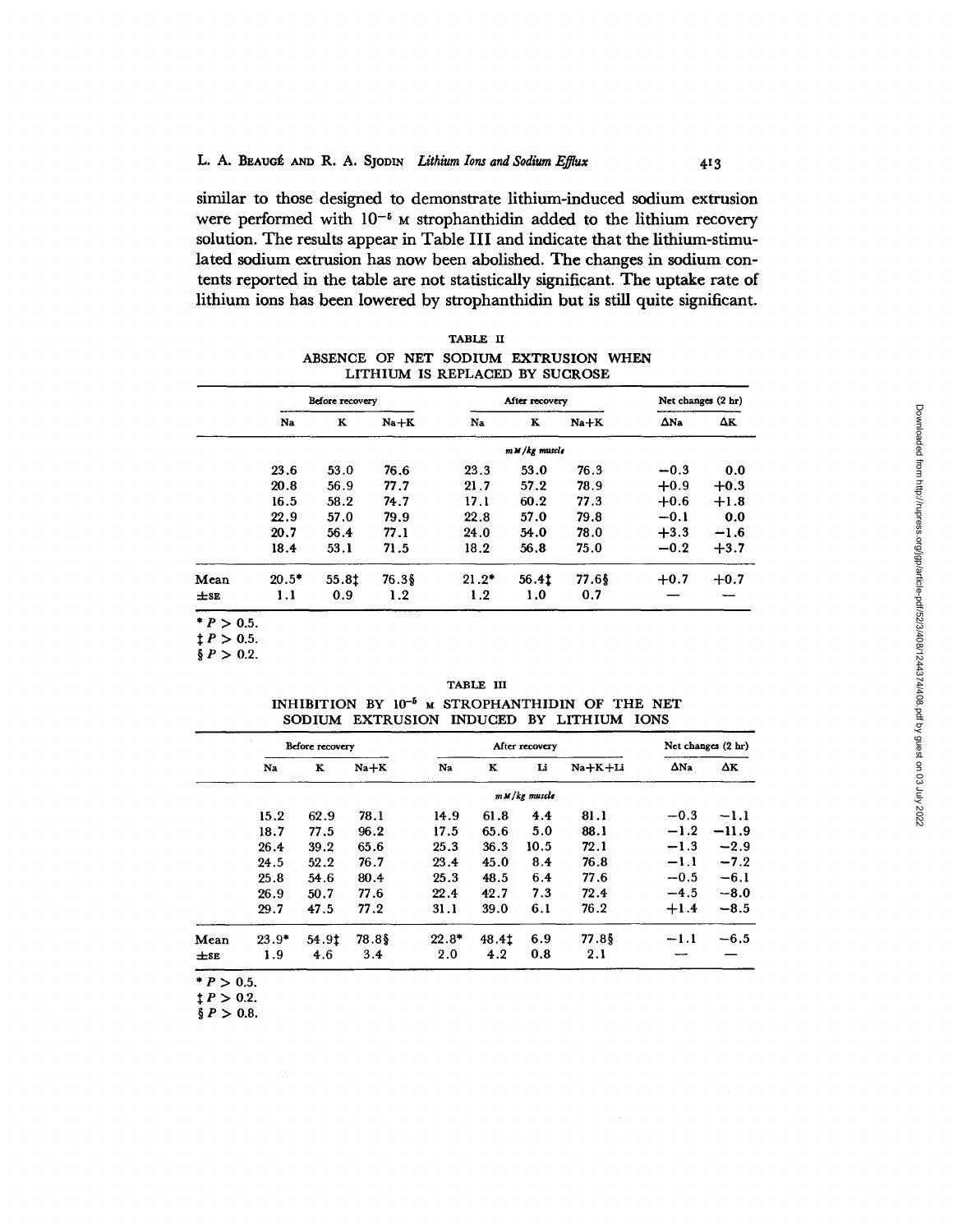similar to those designed to demonstrate lithium-induced sodium extrusion were performed with $10^{-5}$ M strophanthidin added to the lithium recovery solution. The results appear in Table III and indicate that the lithium-stimulated sodium extrusion has now been abolished. The changes in sodium contents reported in the table are not statistically significant. The uptake rate of lithium ions has been lowered by strophanthidin but is still quite significant.

TABLE II

ABSENCE OF NET SODIUM EXTRUSION WHEN LITHIUM IS REPLACED BY SUCROSE

| | Before recovery | | | After recovery | | | Net changes (2 hr) | |
|---|---|---|---|---|---|---|---|---|
| | Na | K | Na+K | Na | K | Na+K | ΔNa | ΔK |
| | | | | *mM/kg muscle* | | | | |
| | 23.6 | 53.0 | 76.6 | 23.3 | 53.0 | 76.3 | −0.3 | 0.0 |
| | 20.8 | 56.9 | 77.7 | 21.7 | 57.2 | 78.9 | +0.9 | +0.3 |
| | 16.5 | 58.2 | 74.7 | 17.1 | 60.2 | 77.3 | +0.6 | +1.8 |
| | 22.9 | 57.0 | 79.9 | 22.8 | 57.0 | 79.8 | −0.1 | 0.0 |
| | 20.7 | 56.4 | 77.1 | 24.0 | 54.0 | 78.0 | +3.3 | −1.6 |
| | 18.4 | 53.1 | 71.5 | 18.2 | 56.8 | 75.0 | −0.2 | +3.7 |
| Mean | 20.5* | 55.8‡ | 76.3§ | 21.2* | 56.4‡ | 77.6§ | +0.7 | +0.7 |
| ±SE | 1.1 | 0.9 | 1.2 | 1.2 | 1.0 | 0.7 | — | — |

* $P > 0.5$.
‡ $P > 0.5$.
§ $P > 0.2$.

TABLE III

INHIBITION BY $10^{-5}$ M STROPHANTHIDIN OF THE NET SODIUM EXTRUSION INDUCED BY LITHIUM IONS

| | Before recovery | | | After recovery | | | | Net changes (2 hr) | |
|---|---|---|---|---|---|---|---|---|---|
| | Na | K | Na+K | Na | K | Li | Na+K+Li | ΔNa | ΔK |
| | | | | | *mM/kg muscle* | | | | |
| | 15.2 | 62.9 | 78.1 | 14.9 | 61.8 | 4.4 | 81.1 | −0.3 | −1.1 |
| | 18.7 | 77.5 | 96.2 | 17.5 | 65.6 | 5.0 | 88.1 | −1.2 | −11.9 |
| | 26.4 | 39.2 | 65.6 | 25.3 | 36.3 | 10.5 | 72.1 | −1.3 | −2.9 |
| | 24.5 | 52.2 | 76.7 | 23.4 | 45.0 | 8.4 | 76.8 | −1.1 | −7.2 |
| | 25.8 | 54.6 | 80.4 | 25.3 | 48.5 | 6.4 | 77.6 | −0.5 | −6.1 |
| | 26.9 | 50.7 | 77.6 | 22.4 | 42.7 | 7.3 | 72.4 | −4.5 | −8.0 |
| | 29.7 | 47.5 | 77.2 | 31.1 | 39.0 | 6.1 | 76.2 | +1.4 | −8.5 |
| Mean | 23.9* | 54.9‡ | 78.8§ | 22.8* | 48.4‡ | 6.9 | 77.8§ | −1.1 | −6.5 |
| ±SE | 1.9 | 4.6 | 3.4 | 2.0 | 4.2 | 0.8 | 2.1 | — | — |

* $P > 0.5$.
‡ $P > 0.2$.
§ $P > 0.8$.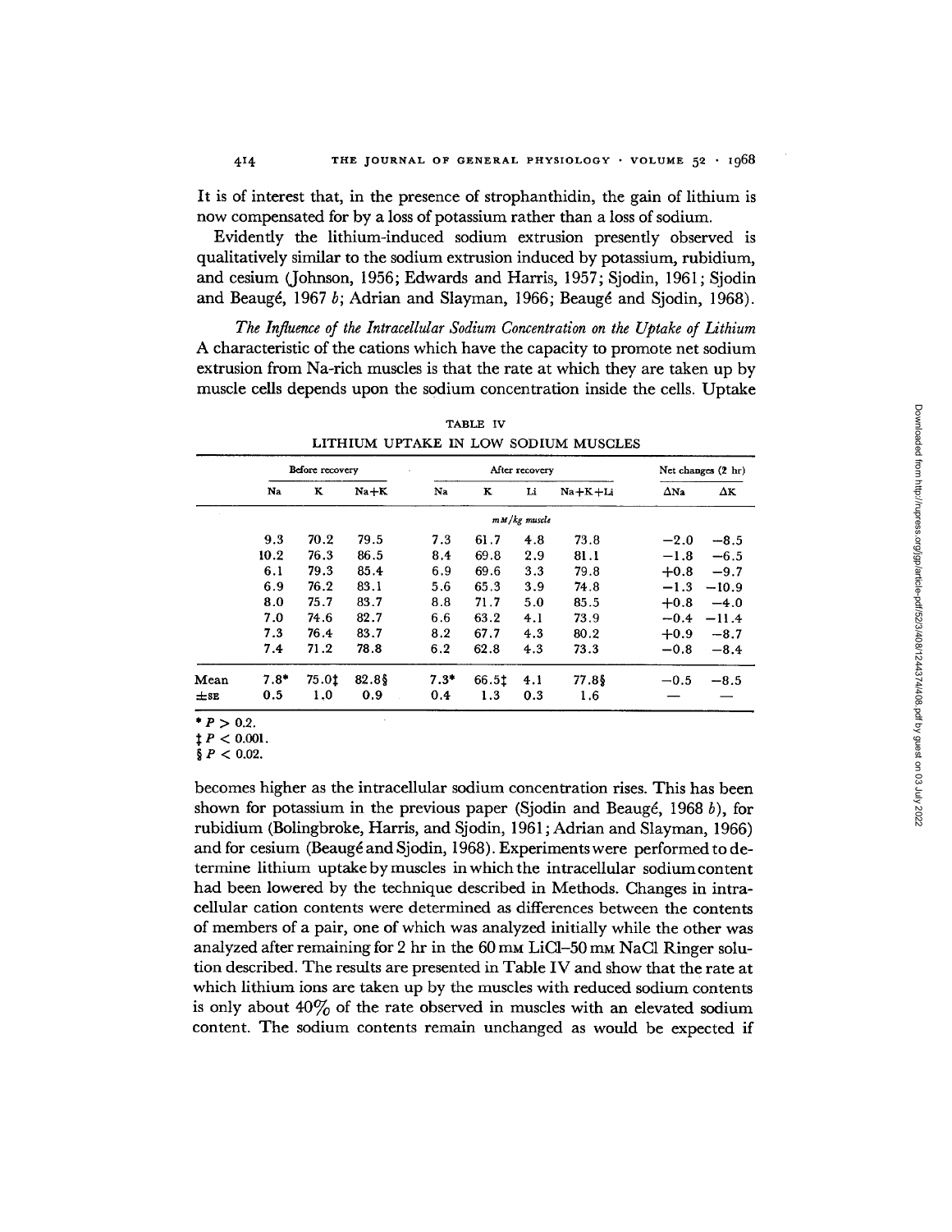It is of interest that, in the presence of strophanthidin, the gain of lithium is now compensated for by a loss of potassium rather than a loss of sodium.

Evidently the lithium-induced sodium extrusion presently observed is qualitatively similar to the sodium extrusion induced by potassium, rubidium, and cesium (Johnson, 1956; Edwards and Harris, 1957; Sjodin, 1961; Sjodin and Beaugé, 1967 *b*; Adrian and Slayman, 1966; Beaugé and Sjodin, 1968).

*The Influence of the Intracellular Sodium Concentration on the Uptake of Lithium* A characteristic of the cations which have the capacity to promote net sodium extrusion from Na-rich muscles is that the rate at which they are taken up by muscle cells depends upon the sodium concentration inside the cells. Uptake becomes higher as the intracellular sodium concentration rises. This has been shown for potassium in the previous paper (Sjodin and Beaugé, 1968 *b*), for rubidium (Bolingbroke, Harris, and Sjodin, 1961; Adrian and Slayman, 1966) and for cesium (Beaugé and Sjodin, 1968). Experiments were performed to determine lithium uptake by muscles in which the intracellular sodium content had been lowered by the technique described in Methods. Changes in intracellular cation contents were determined as differences between the contents of members of a pair, one of which was analyzed initially while the other was analyzed after remaining for 2 hr in the 60 mM LiCl–50 mM NaCl Ringer solution described. The results are presented in Table IV and show that the rate at which lithium ions are taken up by the muscles with reduced sodium contents is only about 40% of the rate observed in muscles with an elevated sodium content. The sodium contents remain unchanged as would be expected if

TABLE IV

LITHIUM UPTAKE IN LOW SODIUM MUSCLES

| | Before recovery | | | After recovery | | | | Net changes (2 hr) | |
|---|---|---|---|---|---|---|---|---|---|
| | Na | K | Na+K | Na | K | Li | Na+K+Li | ΔNa | ΔK |
| | | | | *mM/kg muscle* | | | | | |
| | 9.3 | 70.2 | 79.5 | 7.3 | 61.7 | 4.8 | 73.8 | −2.0 | −8.5 |
| | 10.2 | 76.3 | 86.5 | 8.4 | 69.8 | 2.9 | 81.1 | −1.8 | −6.5 |
| | 6.1 | 79.3 | 85.4 | 6.9 | 69.6 | 3.3 | 79.8 | +0.8 | −9.7 |
| | 6.9 | 76.2 | 83.1 | 5.6 | 65.3 | 3.9 | 74.8 | −1.3 | −10.9 |
| | 8.0 | 75.7 | 83.7 | 8.8 | 71.7 | 5.0 | 85.5 | +0.8 | −4.0 |
| | 7.0 | 74.6 | 82.7 | 6.6 | 63.2 | 4.1 | 73.9 | −0.4 | −11.4 |
| | 7.3 | 76.4 | 83.7 | 8.2 | 67.7 | 4.3 | 80.2 | +0.9 | −8.7 |
| | 7.4 | 71.2 | 78.8 | 6.2 | 62.8 | 4.3 | 73.3 | −0.8 | −8.4 |
| Mean | 7.8* | 75.0‡ | 82.8§ | 7.3* | 66.5‡ | 4.1 | 77.8§ | −0.5 | −8.5 |
| ±SE | 0.5 | 1.0 | 0.9 | 0.4 | 1.3 | 0.3 | 1.6 | — | — |

\* $P > 0.2$.
‡ $P < 0.001$.
§ $P < 0.02$.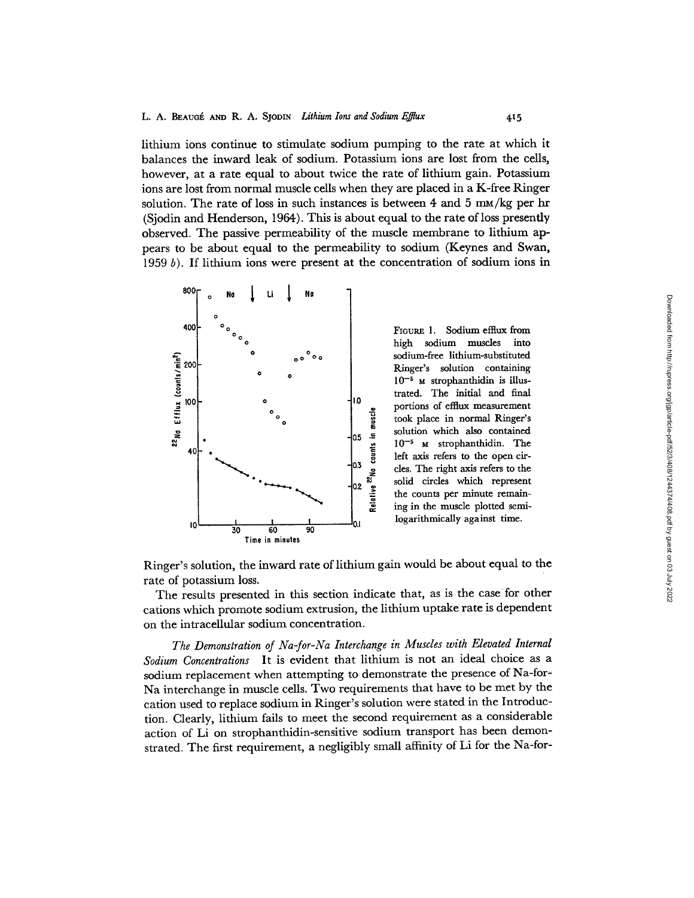lithium ions continue to stimulate sodium pumping to the rate at which it balances the inward leak of sodium. Potassium ions are lost from the cells, however, at a rate equal to about twice the rate of lithium gain. Potassium ions are lost from normal muscle cells when they are placed in a K-free Ringer solution. The rate of loss in such instances is between 4 and 5 mM/kg per hr (Sjodin and Henderson, 1964). This is about equal to the rate of loss presently observed. The passive permeability of the muscle membrane to lithium appears to be about equal to the permeability to sodium (Keynes and Swan, 1959 *b*). If lithium ions were present at the concentration of sodium ions in Ringer's solution, the inward rate of lithium gain would be about equal to the rate of potassium loss.

FIGURE 1. Sodium efflux from high sodium muscles into sodium-free lithium-substituted Ringer's solution containing $10^{-5}$ M strophanthidin is illustrated. The initial and final portions of efflux measurement took place in normal Ringer's solution which also contained $10^{-5}$ M strophanthidin. The left axis refers to the open circles. The right axis refers to the solid circles which represent the counts per minute remaining in the muscle plotted semilogarithmically against time.

The results presented in this section indicate that, as is the case for other cations which promote sodium extrusion, the lithium uptake rate is dependent on the intracellular sodium concentration.

*The Demonstration of Na-for-Na Interchange in Muscles with Elevated Internal Sodium Concentrations* It is evident that lithium is not an ideal choice as a sodium replacement when attempting to demonstrate the presence of Na-for-Na interchange in muscle cells. Two requirements that have to be met by the cation used to replace sodium in Ringer's solution were stated in the Introduction. Clearly, lithium fails to meet the second requirement as a considerable action of Li on strophanthidin-sensitive sodium transport has been demonstrated. The first requirement, a negligibly small affinity of Li for the Na-for-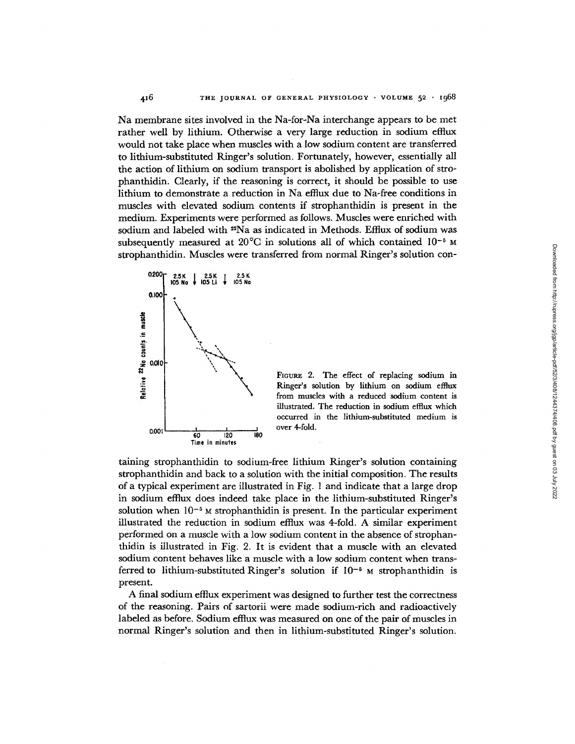Na membrane sites involved in the Na-for-Na interchange appears to be met rather well by lithium. Otherwise a very large reduction in sodium efflux would not take place when muscles with a low sodium content are transferred to lithium-substituted Ringer's solution. Fortunately, however, essentially all the action of lithium on sodium transport is abolished by application of strophanthidin. Clearly, if the reasoning is correct, it should be possible to use lithium to demonstrate a reduction in Na efflux due to Na-free conditions in muscles with elevated sodium contents if strophanthidin is present in the medium. Experiments were performed as follows. Muscles were enriched with sodium and labeled with $^{22}Na$ as indicated in Methods. Efflux of sodium was subsequently measured at 20°C in solutions all of which contained $10^{-5}$ M strophanthidin. Muscles were transferred from normal Ringer's solution containing strophanthidin to sodium-free lithium Ringer's solution containing strophanthidin and back to a solution with the initial composition. The results of a typical experiment are illustrated in Fig. 1 and indicate that a large drop in sodium efflux does indeed take place in the lithium-substituted Ringer's solution when $10^{-5}$ M strophanthidin is present. In the particular experiment illustrated the reduction in sodium efflux was 4-fold. A similar experiment performed on a muscle with a low sodium content in the absence of strophanthidin is illustrated in Fig. 2. It is evident that a muscle with an elevated sodium content behaves like a muscle with a low sodium content when transferred to lithium-substituted Ringer's solution if $10^{-5}$ M strophanthidin is present.

FIGURE 2. The effect of replacing sodium in Ringer's solution by lithium on sodium efflux from muscles with a reduced sodium content is illustrated. The reduction in sodium efflux which occurred in the lithium-substituted medium is over 4-fold.

A final sodium efflux experiment was designed to further test the correctness of the reasoning. Pairs of sartorii were made sodium-rich and radioactively labeled as before. Sodium efflux was measured on one of the pair of muscles in normal Ringer's solution and then in lithium-substituted Ringer's solution.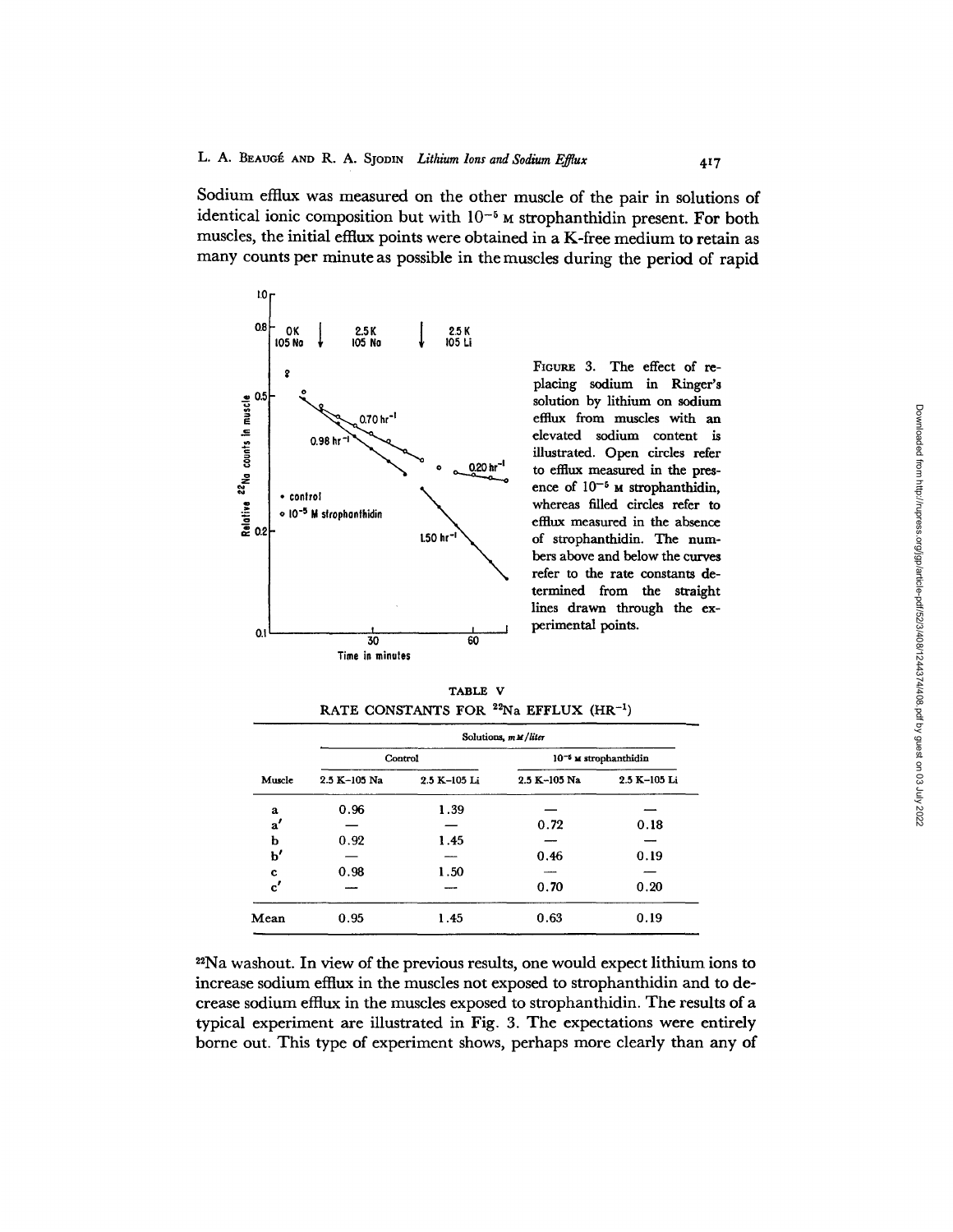Sodium efflux was measured on the other muscle of the pair in solutions of identical ionic composition but with $10^{-5}$ M strophanthidin present. For both muscles, the initial efflux points were obtained in a K-free medium to retain as many counts per minute as possible in the muscles during the period of rapid

FIGURE 3. The effect of replacing sodium in Ringer's solution by lithium on sodium efflux from muscles with an elevated sodium content is illustrated. Open circles refer to efflux measured in the presence of $10^{-5}$ M strophanthidin, whereas filled circles refer to efflux measured in the absence of strophanthidin. The numbers above and below the curves refer to the rate constants determined from the straight lines drawn through the experimental points.

TABLE V

RATE CONSTANTS FOR $^{22}$Na EFFLUX (HR$^{-1}$)

| | Solutions, mM/liter | | | |
|---|---|---|---|---|
| | Control | | $10^{-5}$ M strophanthidin | |
| Muscle | 2.5 K–105 Na | 2.5 K–105 Li | 2.5 K–105 Na | 2.5 K–105 Li |
| a | 0.96 | 1.39 | — | — |
| a′ | — | — | 0.72 | 0.18 |
| b | 0.92 | 1.45 | — | — |
| b′ | — | — | 0.46 | 0.19 |
| c | 0.98 | 1.50 | — | — |
| c′ | — | — | 0.70 | 0.20 |
| Mean | 0.95 | 1.45 | 0.63 | 0.19 |

$^{22}$Na washout. In view of the previous results, one would expect lithium ions to increase sodium efflux in the muscles not exposed to strophanthidin and to decrease sodium efflux in the muscles exposed to strophanthidin. The results of a typical experiment are illustrated in Fig. 3. The expectations were entirely borne out. This type of experiment shows, perhaps more clearly than any of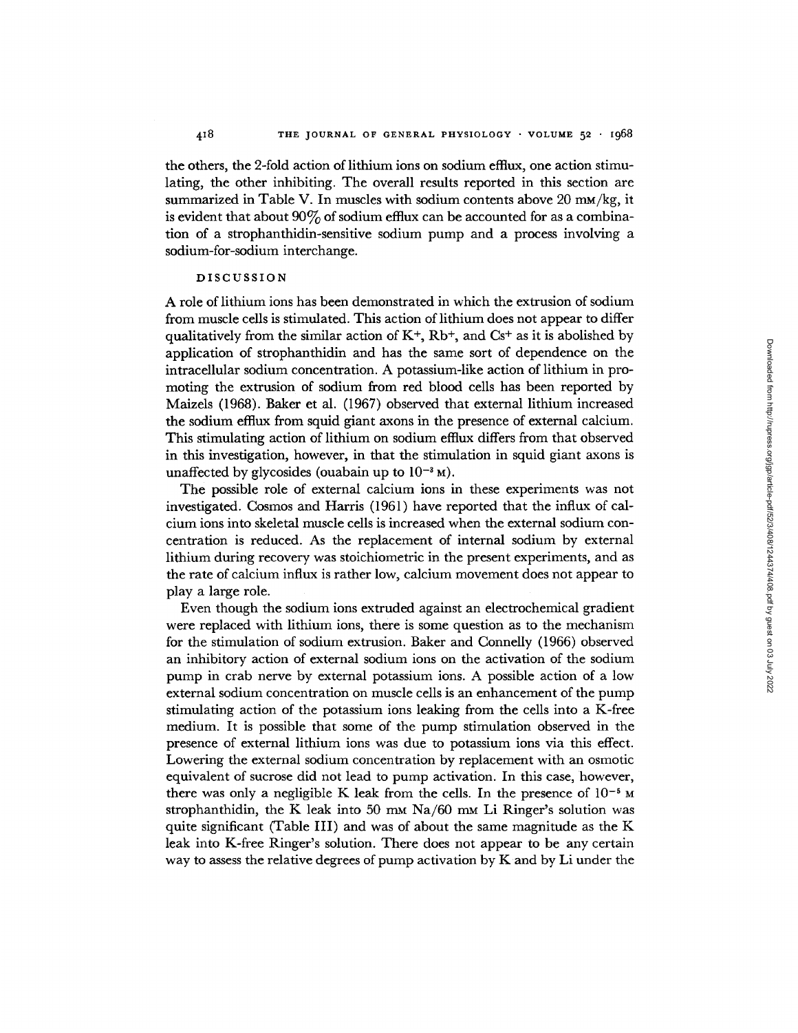the others, the 2-fold action of lithium ions on sodium efflux, one action stimulating, the other inhibiting. The overall results reported in this section are summarized in Table V. In muscles with sodium contents above 20 mM/kg, it is evident that about 90% of sodium efflux can be accounted for as a combination of a strophanthidin-sensitive sodium pump and a process involving a sodium-for-sodium interchange.

## DISCUSSION

A role of lithium ions has been demonstrated in which the extrusion of sodium from muscle cells is stimulated. This action of lithium does not appear to differ qualitatively from the similar action of $K^+$, $Rb^+$, and $Cs^+$ as it is abolished by application of strophanthidin and has the same sort of dependence on the intracellular sodium concentration. A potassium-like action of lithium in promoting the extrusion of sodium from red blood cells has been reported by Maizels (1968). Baker et al. (1967) observed that external lithium increased the sodium efflux from squid giant axons in the presence of external calcium. This stimulating action of lithium on sodium efflux differs from that observed in this investigation, however, in that the stimulation in squid giant axons is unaffected by glycosides (ouabain up to $10^{-3}$ M).

The possible role of external calcium ions in these experiments was not investigated. Cosmos and Harris (1961) have reported that the influx of calcium ions into skeletal muscle cells is increased when the external sodium concentration is reduced. As the replacement of internal sodium by external lithium during recovery was stoichiometric in the present experiments, and as the rate of calcium influx is rather low, calcium movement does not appear to play a large role.

Even though the sodium ions extruded against an electrochemical gradient were replaced with lithium ions, there is some question as to the mechanism for the stimulation of sodium extrusion. Baker and Connelly (1966) observed an inhibitory action of external sodium ions on the activation of the sodium pump in crab nerve by external potassium ions. A possible action of a low external sodium concentration on muscle cells is an enhancement of the pump stimulating action of the potassium ions leaking from the cells into a K-free medium. It is possible that some of the pump stimulation observed in the presence of external lithium ions was due to potassium ions via this effect. Lowering the external sodium concentration by replacement with an osmotic equivalent of sucrose did not lead to pump activation. In this case, however, there was only a negligible K leak from the cells. In the presence of $10^{-5}$ M strophanthidin, the K leak into 50 mM Na/60 mM Li Ringer's solution was quite significant (Table III) and was of about the same magnitude as the K leak into K-free Ringer's solution. There does not appear to be any certain way to assess the relative degrees of pump activation by K and by Li under the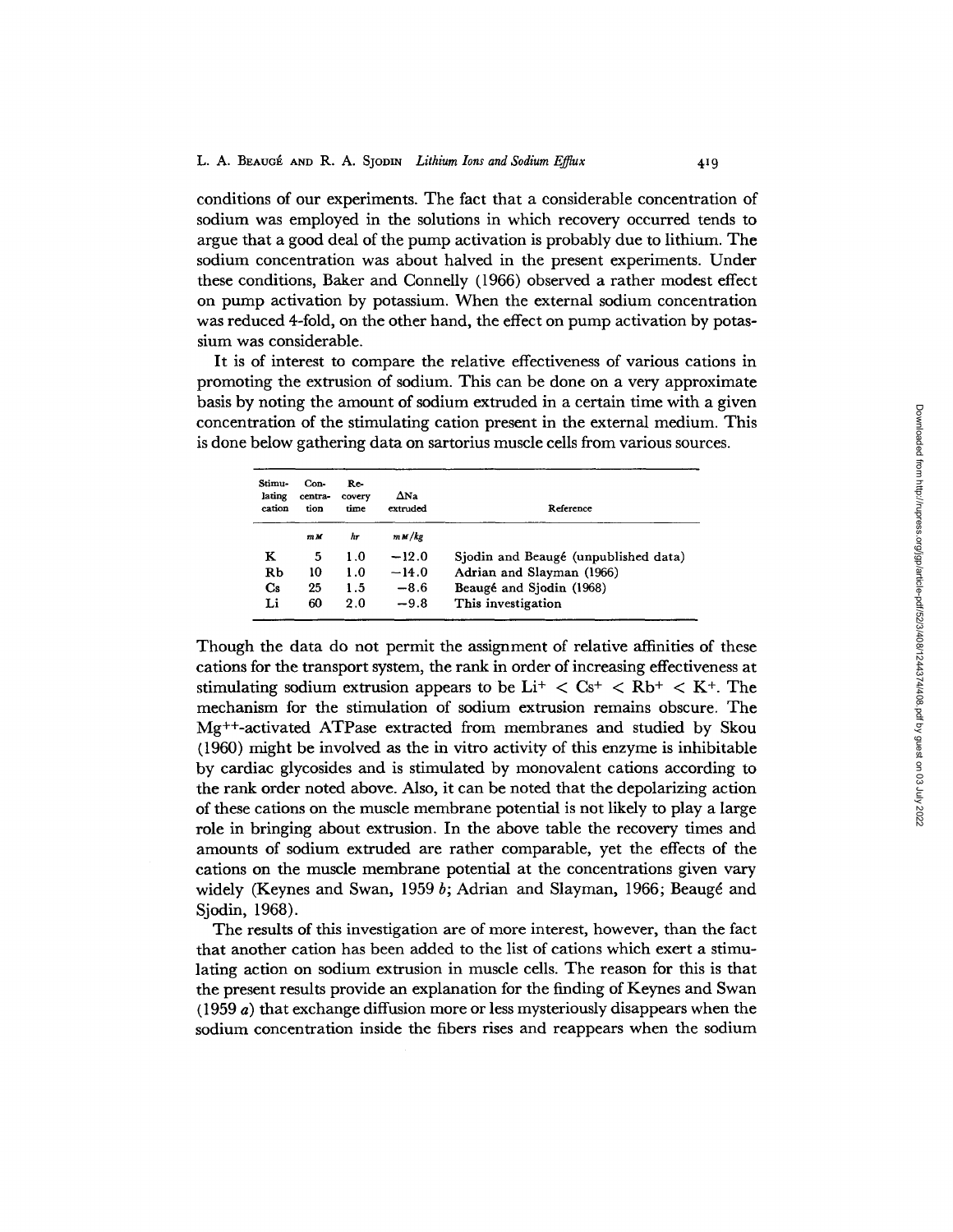conditions of our experiments. The fact that a considerable concentration of sodium was employed in the solutions in which recovery occurred tends to argue that a good deal of the pump activation is probably due to lithium. The sodium concentration was about halved in the present experiments. Under these conditions, Baker and Connelly (1966) observed a rather modest effect on pump activation by potassium. When the external sodium concentration was reduced 4-fold, on the other hand, the effect on pump activation by potassium was considerable.

It is of interest to compare the relative effectiveness of various cations in promoting the extrusion of sodium. This can be done on a very approximate basis by noting the amount of sodium extruded in a certain time with a given concentration of the stimulating cation present in the external medium. This is done below gathering data on sartorius muscle cells from various sources.

| Stimulating cation | Concentration | Recovery time | ΔNa extruded | Reference |
|---|---|---|---|---|
| | *mM* | *hr* | *mM/kg* | |
| K | 5 | 1.0 | −12.0 | Sjodin and Beaugé (unpublished data) |
| Rb | 10 | 1.0 | −14.0 | Adrian and Slayman (1966) |
| Cs | 25 | 1.5 | −8.6 | Beaugé and Sjodin (1968) |
| Li | 60 | 2.0 | −9.8 | This investigation |

Though the data do not permit the assignment of relative affinities of these cations for the transport system, the rank in order of increasing effectiveness at stimulating sodium extrusion appears to be $Li^+ < Cs^+ < Rb^+ < K^+$. The mechanism for the stimulation of sodium extrusion remains obscure. The $Mg^{++}$-activated ATPase extracted from membranes and studied by Skou (1960) might be involved as the in vitro activity of this enzyme is inhibitable by cardiac glycosides and is stimulated by monovalent cations according to the rank order noted above. Also, it can be noted that the depolarizing action of these cations on the muscle membrane potential is not likely to play a large role in bringing about extrusion. In the above table the recovery times and amounts of sodium extruded are rather comparable, yet the effects of the cations on the muscle membrane potential at the concentrations given vary widely (Keynes and Swan, 1959 *b*; Adrian and Slayman, 1966; Beaugé and Sjodin, 1968).

The results of this investigation are of more interest, however, than the fact that another cation has been added to the list of cations which exert a stimulating action on sodium extrusion in muscle cells. The reason for this is that the present results provide an explanation for the finding of Keynes and Swan (1959 *a*) that exchange diffusion more or less mysteriously disappears when the sodium concentration inside the fibers rises and reappears when the sodium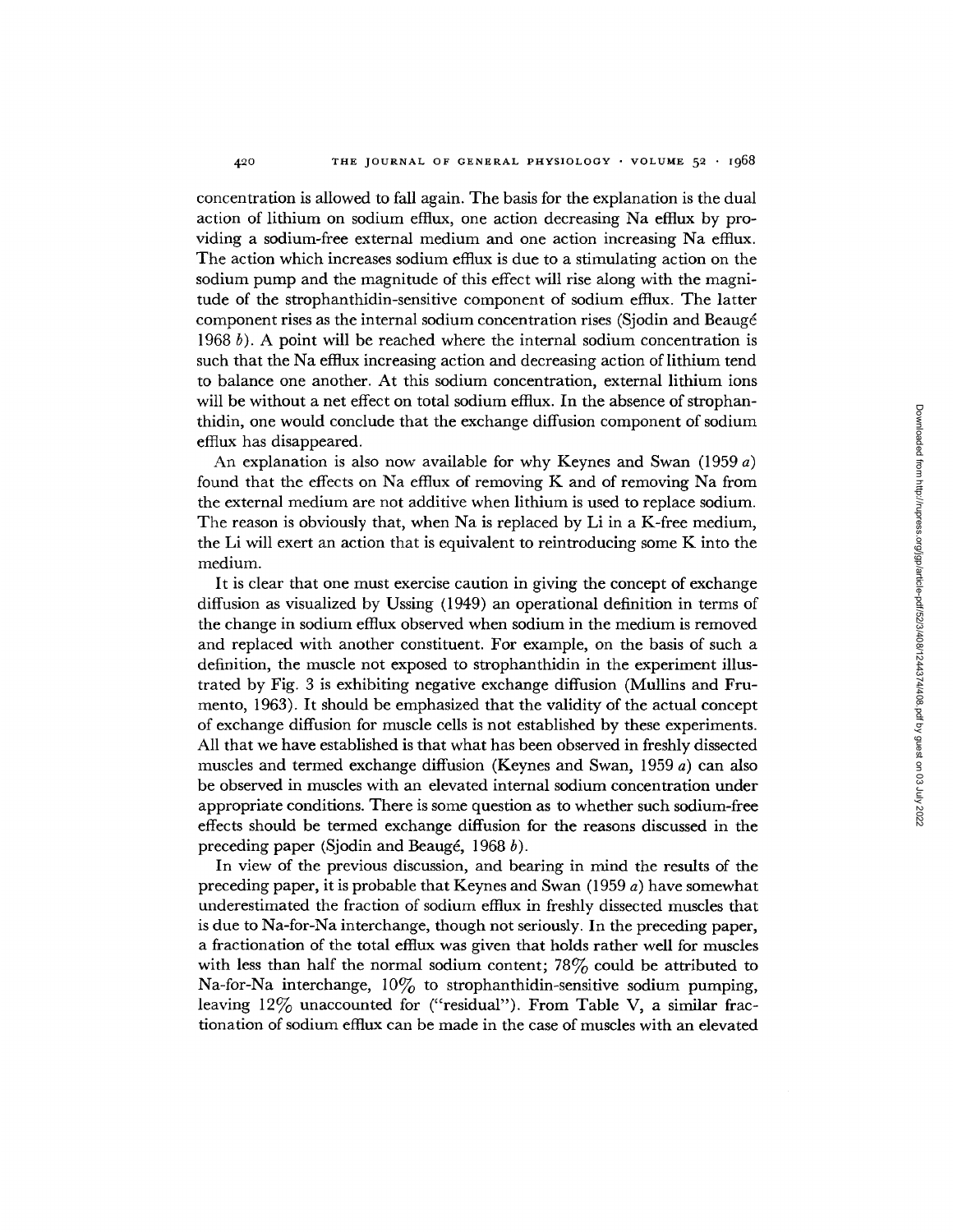concentration is allowed to fall again. The basis for the explanation is the dual action of lithium on sodium efflux, one action decreasing Na efflux by providing a sodium-free external medium and one action increasing Na efflux. The action which increases sodium efflux is due to a stimulating action on the sodium pump and the magnitude of this effect will rise along with the magnitude of the strophanthidin-sensitive component of sodium efflux. The latter component rises as the internal sodium concentration rises (Sjodin and Beaugé 1968 *b*). A point will be reached where the internal sodium concentration is such that the Na efflux increasing action and decreasing action of lithium tend to balance one another. At this sodium concentration, external lithium ions will be without a net effect on total sodium efflux. In the absence of strophanthidin, one would conclude that the exchange diffusion component of sodium efflux has disappeared.

An explanation is also now available for why Keynes and Swan (1959 *a*) found that the effects on Na efflux of removing K and of removing Na from the external medium are not additive when lithium is used to replace sodium. The reason is obviously that, when Na is replaced by Li in a K-free medium, the Li will exert an action that is equivalent to reintroducing some K into the medium.

It is clear that one must exercise caution in giving the concept of exchange diffusion as visualized by Ussing (1949) an operational definition in terms of the change in sodium efflux observed when sodium in the medium is removed and replaced with another constituent. For example, on the basis of such a definition, the muscle not exposed to strophanthidin in the experiment illustrated by Fig. 3 is exhibiting negative exchange diffusion (Mullins and Frumento, 1963). It should be emphasized that the validity of the actual concept of exchange diffusion for muscle cells is not established by these experiments. All that we have established is that what has been observed in freshly dissected muscles and termed exchange diffusion (Keynes and Swan, 1959 *a*) can also be observed in muscles with an elevated internal sodium concentration under appropriate conditions. There is some question as to whether such sodium-free effects should be termed exchange diffusion for the reasons discussed in the preceding paper (Sjodin and Beaugé, 1968 *b*).

In view of the previous discussion, and bearing in mind the results of the preceding paper, it is probable that Keynes and Swan (1959 *a*) have somewhat underestimated the fraction of sodium efflux in freshly dissected muscles that is due to Na-for-Na interchange, though not seriously. In the preceding paper, a fractionation of the total efflux was given that holds rather well for muscles with less than half the normal sodium content; 78% could be attributed to Na-for-Na interchange, 10% to strophanthidin-sensitive sodium pumping, leaving 12% unaccounted for ("residual"). From Table V, a similar fractionation of sodium efflux can be made in the case of muscles with an elevated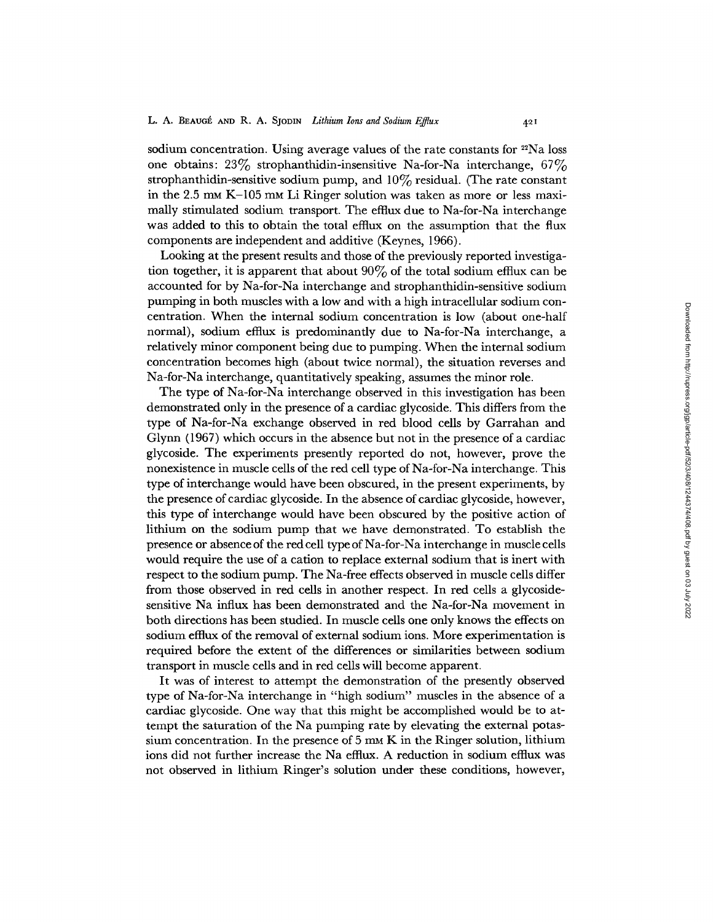sodium concentration. Using average values of the rate constants for $^{22}Na$ loss one obtains: 23% strophanthidin-insensitive Na-for-Na interchange, 67% strophanthidin-sensitive sodium pump, and 10% residual. (The rate constant in the 2.5 mM K–105 mM Li Ringer solution was taken as more or less maximally stimulated sodium transport. The efflux due to Na-for-Na interchange was added to this to obtain the total efflux on the assumption that the flux components are independent and additive (Keynes, 1966).

Looking at the present results and those of the previously reported investigation together, it is apparent that about 90% of the total sodium efflux can be accounted for by Na-for-Na interchange and strophanthidin-sensitive sodium pumping in both muscles with a low and with a high intracellular sodium concentration. When the internal sodium concentration is low (about one-half normal), sodium efflux is predominantly due to Na-for-Na interchange, a relatively minor component being due to pumping. When the internal sodium concentration becomes high (about twice normal), the situation reverses and Na-for-Na interchange, quantitatively speaking, assumes the minor role.

The type of Na-for-Na interchange observed in this investigation has been demonstrated only in the presence of a cardiac glycoside. This differs from the type of Na-for-Na exchange observed in red blood cells by Garrahan and Glynn (1967) which occurs in the absence but not in the presence of a cardiac glycoside. The experiments presently reported do not, however, prove the nonexistence in muscle cells of the red cell type of Na-for-Na interchange. This type of interchange would have been obscured, in the present experiments, by the presence of cardiac glycoside. In the absence of cardiac glycoside, however, this type of interchange would have been obscured by the positive action of lithium on the sodium pump that we have demonstrated. To establish the presence or absence of the red cell type of Na-for-Na interchange in muscle cells would require the use of a cation to replace external sodium that is inert with respect to the sodium pump. The Na-free effects observed in muscle cells differ from those observed in red cells in another respect. In red cells a glycoside-sensitive Na influx has been demonstrated and the Na-for-Na movement in both directions has been studied. In muscle cells one only knows the effects on sodium efflux of the removal of external sodium ions. More experimentation is required before the extent of the differences or similarities between sodium transport in muscle cells and in red cells will become apparent.

It was of interest to attempt the demonstration of the presently observed type of Na-for-Na interchange in "high sodium" muscles in the absence of a cardiac glycoside. One way that this might be accomplished would be to attempt the saturation of the Na pumping rate by elevating the external potassium concentration. In the presence of 5 mM K in the Ringer solution, lithium ions did not further increase the Na efflux. A reduction in sodium efflux was not observed in lithium Ringer's solution under these conditions, however,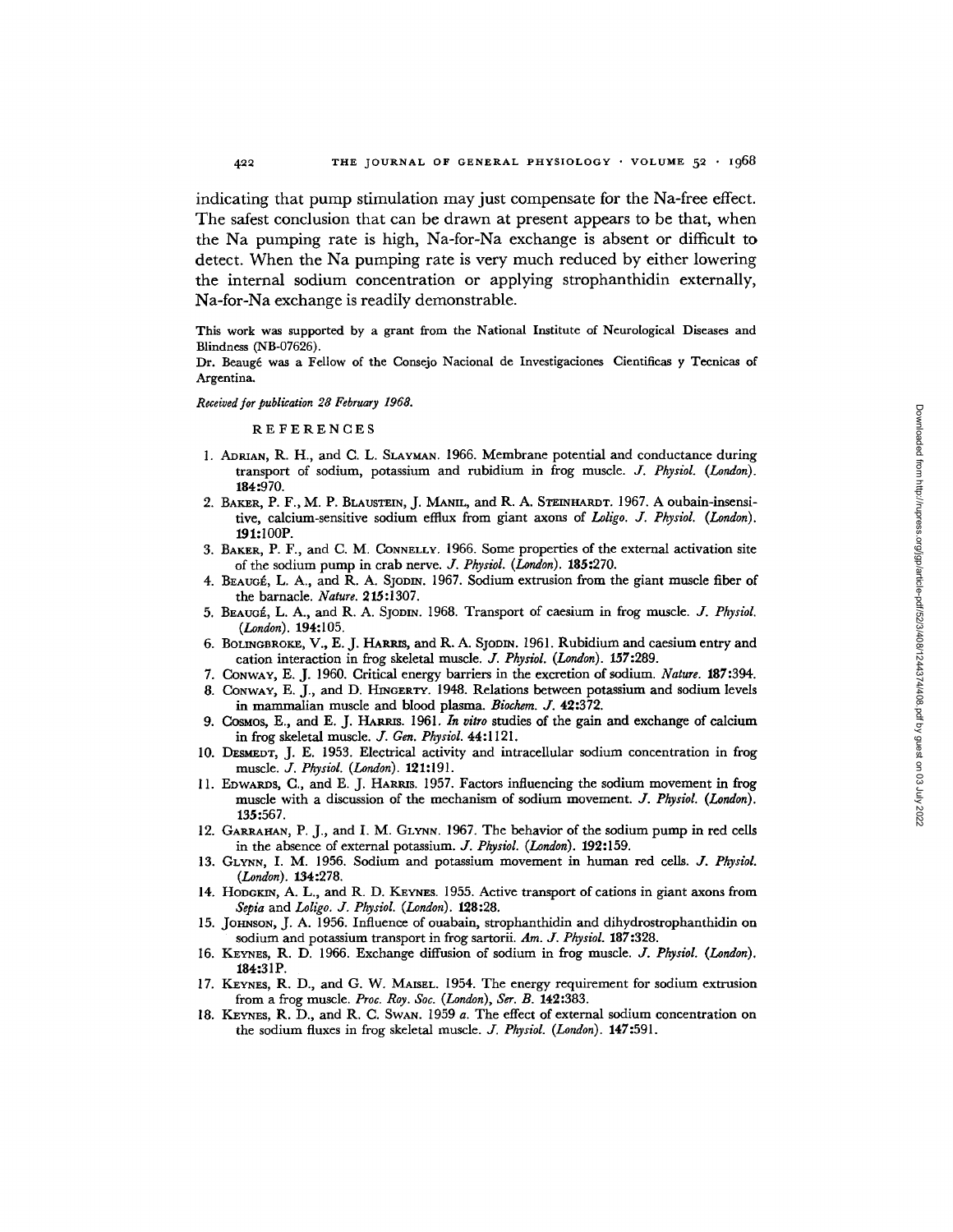indicating that pump stimulation may just compensate for the Na-free effect. The safest conclusion that can be drawn at present appears to be that, when the Na pumping rate is high, Na-for-Na exchange is absent or difficult to detect. When the Na pumping rate is very much reduced by either lowering the internal sodium concentration or applying strophanthidin externally, Na-for-Na exchange is readily demonstrable.

This work was supported by a grant from the National Institute of Neurological Diseases and Blindness (NB-07626).

Dr. Beaugé was a Fellow of the Consejo Nacional de Investigaciones Cientificas y Tecnicas of Argentina.

*Received for publication 28 February 1968.*

## REFERENCES

1. Adrian, R. H., and C. L. Slayman. 1966. Membrane potential and conductance during transport of sodium, potassium and rubidium in frog muscle. *J. Physiol. (London).* **184:**970.
2. Baker, P. F., M. P. Blaustein, J. Manil, and R. A. Steinhardt. 1967. A ouabain-insensitive, calcium-sensitive sodium efflux from giant axons of *Loligo*. *J. Physiol. (London).* **191:**100P.
3. Baker, P. F., and C. M. Connelly. 1966. Some properties of the external activation site of the sodium pump in crab nerve. *J. Physiol. (London).* **185:**270.
4. Beaugé, L. A., and R. A. Sjodin. 1967. Sodium extrusion from the giant muscle fiber of the barnacle. *Nature.* **215:**1307.
5. Beaugé, L. A., and R. A. Sjodin. 1968. Transport of caesium in frog muscle. *J. Physiol. (London).* **194:**105.
6. Bolingbroke, V., E. J. Harris, and R. A. Sjodin. 1961. Rubidium and caesium entry and cation interaction in frog skeletal muscle. *J. Physiol. (London).* **157:**289.
7. Conway, E. J. 1960. Critical energy barriers in the excretion of sodium. *Nature.* **187:**394.
8. Conway, E. J., and D. Hingerty. 1948. Relations between potassium and sodium levels in mammalian muscle and blood plasma. *Biochem. J.* **42:**372.
9. Cosmos, E., and E. J. Harris. 1961. *In vitro* studies of the gain and exchange of calcium in frog skeletal muscle. *J. Gen. Physiol.* **44:**1121.
10. Desmedt, J. E. 1953. Electrical activity and intracellular sodium concentration in frog muscle. *J. Physiol. (London).* **121:**191.
11. Edwards, C., and E. J. Harris. 1957. Factors influencing the sodium movement in frog muscle with a discussion of the mechanism of sodium movement. *J. Physiol. (London).* **135:**567.
12. Garrahan, P. J., and I. M. Glynn. 1967. The behavior of the sodium pump in red cells in the absence of external potassium. *J. Physiol. (London).* **192:**159.
13. Glynn, I. M. 1956. Sodium and potassium movement in human red cells. *J. Physiol. (London).* **134:**278.
14. Hodgkin, A. L., and R. D. Keynes. 1955. Active transport of cations in giant axons from *Sepia* and *Loligo*. *J. Physiol. (London).* **128:**28.
15. Johnson, J. A. 1956. Influence of ouabain, strophanthidin and dihydrostrophanthidin on sodium and potassium transport in frog sartorii. *Am. J. Physiol.* **187:**328.
16. Keynes, R. D. 1966. Exchange diffusion of sodium in frog muscle. *J. Physiol. (London).* **184:**31P.
17. Keynes, R. D., and G. W. Maisel. 1954. The energy requirement for sodium extrusion from a frog muscle. *Proc. Roy. Soc. (London), Ser. B.* **142:**383.
18. Keynes, R. D., and R. C. Swan. 1959 *a*. The effect of external sodium concentration on the sodium fluxes in frog skeletal muscle. *J. Physiol. (London).* **147:**591.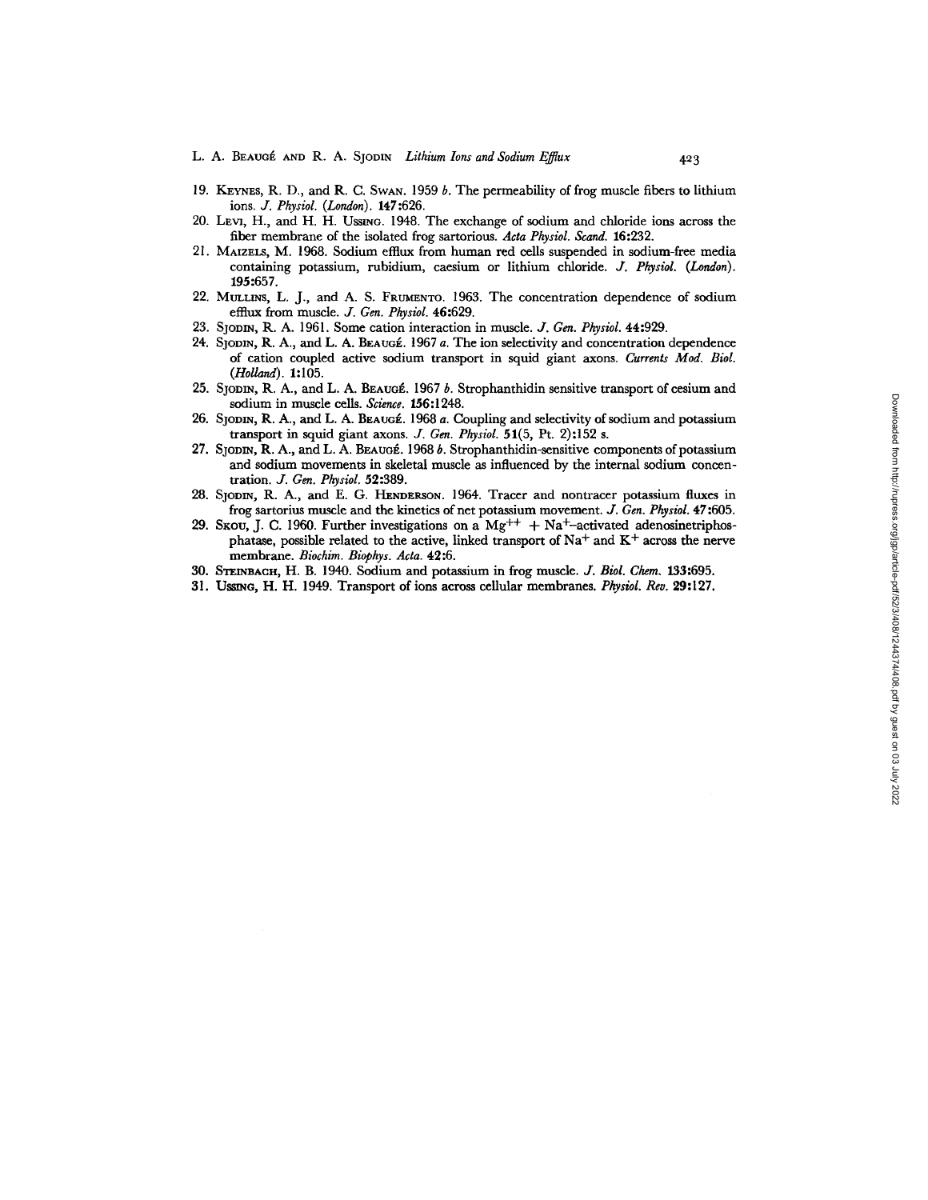19. KEYNES, R. D., and R. C. SWAN. 1959 *b*. The permeability of frog muscle fibers to lithium ions. *J. Physiol. (London)*. **147**:626.
20. LEVI, H., and H. H. USSING. 1948. The exchange of sodium and chloride ions across the fiber membrane of the isolated frog sartorious. *Acta Physiol. Scand.* **16**:232.
21. MAIZELS, M. 1968. Sodium efflux from human red cells suspended in sodium-free media containing potassium, rubidium, caesium or lithium chloride. *J. Physiol. (London)*. **195**:657.
22. MULLINS, L. J., and A. S. FRUMENTO. 1963. The concentration dependence of sodium efflux from muscle. *J. Gen. Physiol.* **46**:629.
23. SJODIN, R. A. 1961. Some cation interaction in muscle. *J. Gen. Physiol.* **44**:929.
24. SJODIN, R. A., and L. A. BEAUGÉ. 1967 *a*. The ion selectivity and concentration dependence of cation coupled active sodium transport in squid giant axons. *Currents Mod. Biol. (Holland)*. **1**:105.
25. SJODIN, R. A., and L. A. BEAUGÉ. 1967 *b*. Strophanthidin sensitive transport of cesium and sodium in muscle cells. *Science*. **156**:1248.
26. SJODIN, R. A., and L. A. BEAUGÉ. 1968 *a*. Coupling and selectivity of sodium and potassium transport in squid giant axons. *J. Gen. Physiol.* **51**(5, Pt. 2):152 s.
27. SJODIN, R. A., and L. A. BEAUGÉ. 1968 *b*. Strophanthidin-sensitive components of potassium and sodium movements in skeletal muscle as influenced by the internal sodium concentration. *J. Gen. Physiol.* **52**:389.
28. SJODIN, R. A., and E. G. HENDERSON. 1964. Tracer and nontracer potassium fluxes in frog sartorius muscle and the kinetics of net potassium movement. *J. Gen. Physiol.* **47**:605.
29. SKOU, J. C. 1960. Further investigations on a $Mg^{++}$ + $Na^{+}$–activated adenosinetriphosphatase, possible related to the active, linked transport of $Na^{+}$ and $K^{+}$ across the nerve membrane. *Biochim. Biophys. Acta*. **42**:6.
30. STEINBACH, H. B. 1940. Sodium and potassium in frog muscle. *J. Biol. Chem.* **133**:695.
31. USSING, H. H. 1949. Transport of ions across cellular membranes. *Physiol. Rev.* **29**:127.